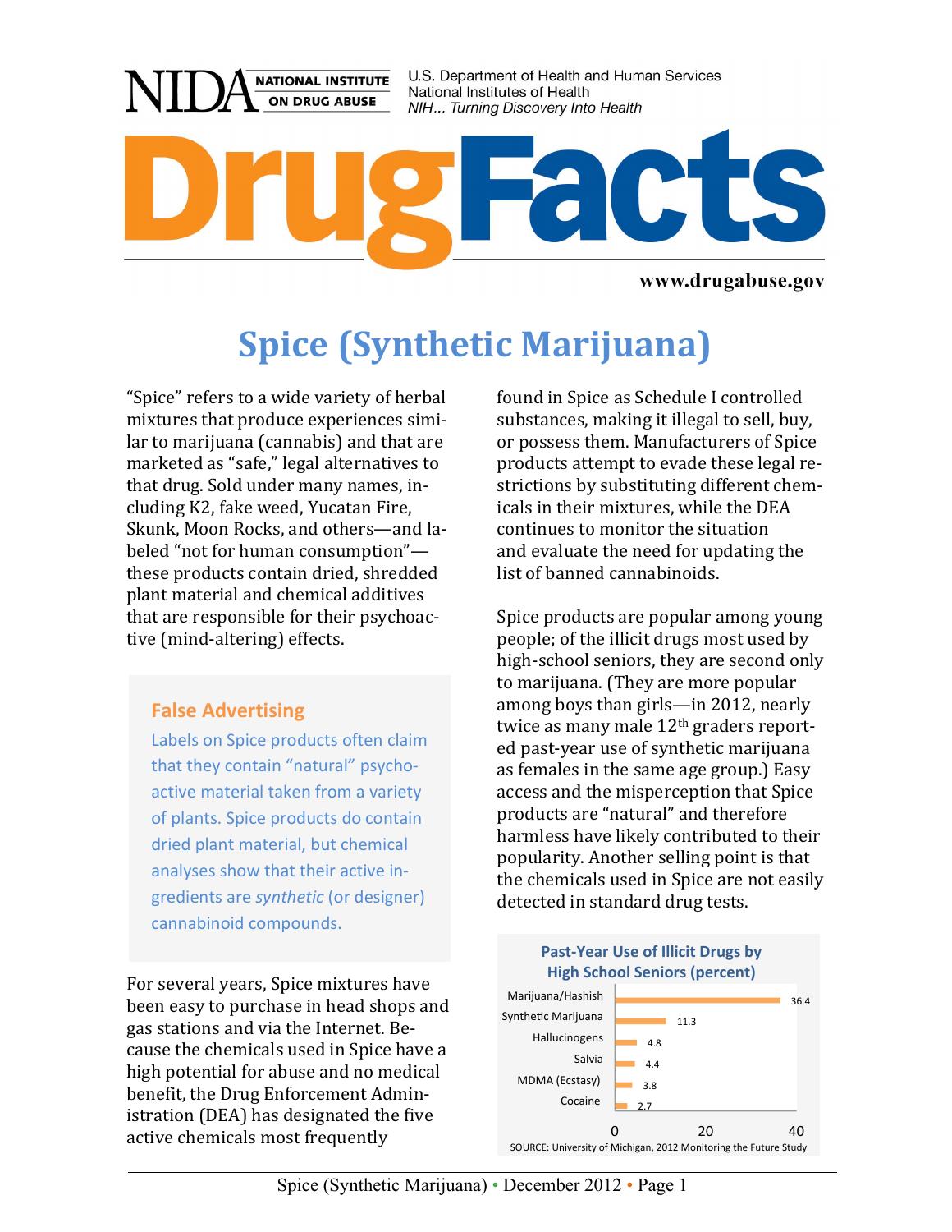NIDA NATIONAL INSTITUTE ON DRUG ABUSE

U.S. Department of Health and Human Services
National Institutes of Health
*NIH... Turning Discovery Into Health*

# DrugFacts

www.drugabuse.gov

## Spice (Synthetic Marijuana)

"Spice" refers to a wide variety of herbal mixtures that produce experiences similar to marijuana (cannabis) and that are marketed as "safe," legal alternatives to that drug. Sold under many names, including K2, fake weed, Yucatan Fire, Skunk, Moon Rocks, and others—and labeled "not for human consumption"—these products contain dried, shredded plant material and chemical additives that are responsible for their psychoactive (mind-altering) effects.

### False Advertising

Labels on Spice products often claim that they contain "natural" psychoactive material taken from a variety of plants. Spice products do contain dried plant material, but chemical analyses show that their active ingredients are *synthetic* (or designer) cannabinoid compounds.

For several years, Spice mixtures have been easy to purchase in head shops and gas stations and via the Internet. Because the chemicals used in Spice have a high potential for abuse and no medical benefit, the Drug Enforcement Administration (DEA) has designated the five active chemicals most frequently found in Spice as Schedule I controlled substances, making it illegal to sell, buy, or possess them. Manufacturers of Spice products attempt to evade these legal restrictions by substituting different chemicals in their mixtures, while the DEA continues to monitor the situation and evaluate the need for updating the list of banned cannabinoids.

Spice products are popular among young people; of the illicit drugs most used by high-school seniors, they are second only to marijuana. (They are more popular among boys than girls—in 2012, nearly twice as many male 12th graders reported past-year use of synthetic marijuana as females in the same age group.) Easy access and the misperception that Spice products are "natural" and therefore harmless have likely contributed to their popularity. Another selling point is that the chemicals used in Spice are not easily detected in standard drug tests.

**Past-Year Use of Illicit Drugs by High School Seniors (percent)**

| Drug | Percent |
|---|---|
| Marijuana/Hashish | 36.4 |
| Synthetic Marijuana | 11.3 |
| Hallucinogens | 4.8 |
| Salvia | 4.4 |
| MDMA (Ecstasy) | 3.8 |
| Cocaine | 2.7 |

SOURCE: University of Michigan, 2012 Monitoring the Future Study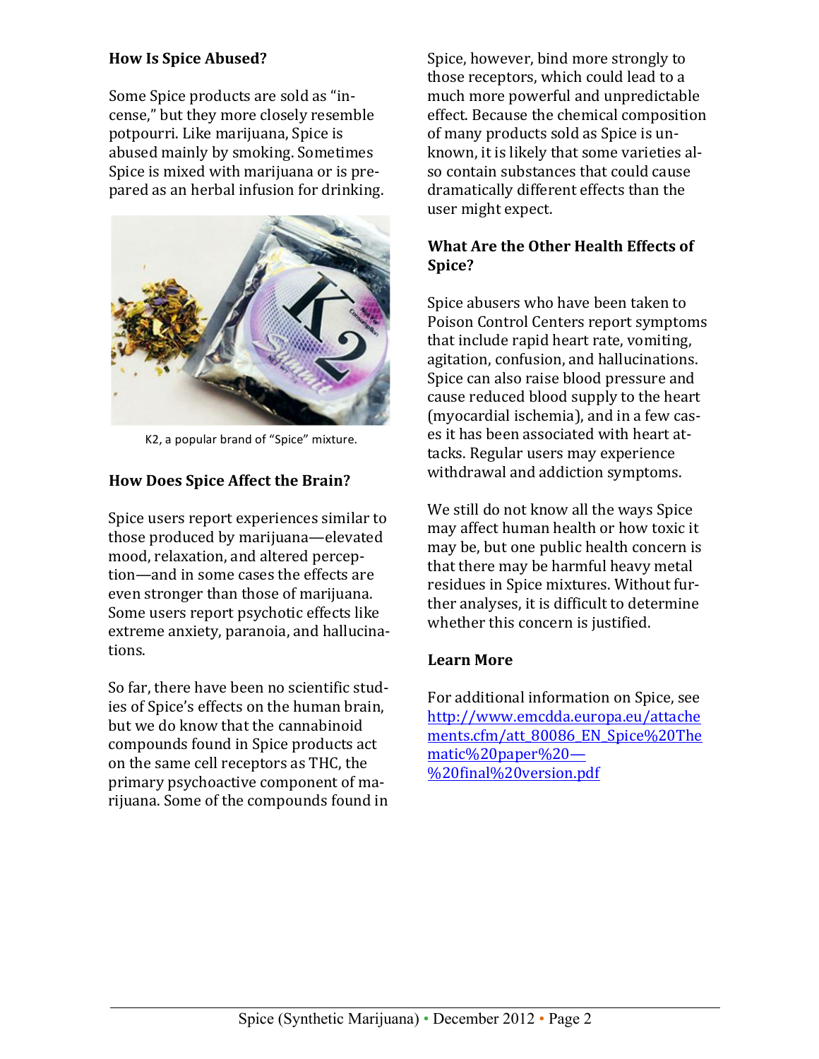## How Is Spice Abused?

Some Spice products are sold as "incense," but they more closely resemble potpourri. Like marijuana, Spice is abused mainly by smoking. Sometimes Spice is mixed with marijuana or is prepared as an herbal infusion for drinking.

K2, a popular brand of "Spice" mixture.

## How Does Spice Affect the Brain?

Spice users report experiences similar to those produced by marijuana—elevated mood, relaxation, and altered perception—and in some cases the effects are even stronger than those of marijuana. Some users report psychotic effects like extreme anxiety, paranoia, and hallucinations.

So far, there have been no scientific studies of Spice's effects on the human brain, but we do know that the cannabinoid compounds found in Spice products act on the same cell receptors as THC, the primary psychoactive component of marijuana. Some of the compounds found in Spice, however, bind more strongly to those receptors, which could lead to a much more powerful and unpredictable effect. Because the chemical composition of many products sold as Spice is unknown, it is likely that some varieties also contain substances that could cause dramatically different effects than the user might expect.

## What Are the Other Health Effects of Spice?

Spice abusers who have been taken to Poison Control Centers report symptoms that include rapid heart rate, vomiting, agitation, confusion, and hallucinations. Spice can also raise blood pressure and cause reduced blood supply to the heart (myocardial ischemia), and in a few cases it has been associated with heart attacks. Regular users may experience withdrawal and addiction symptoms.

We still do not know all the ways Spice may affect human health or how toxic it may be, but one public health concern is that there may be harmful heavy metal residues in Spice mixtures. Without further analyses, it is difficult to determine whether this concern is justified.

## Learn More

For additional information on Spice, see [http://www.emcdda.europa.eu/attachements.cfm/att_80086_EN_Spice%20Thematic%20paper%20—%20final%20version.pdf](http://www.emcdda.europa.eu/attachements.cfm/att_80086_EN_Spice%20Thematic%20paper%20—%20final%20version.pdf)